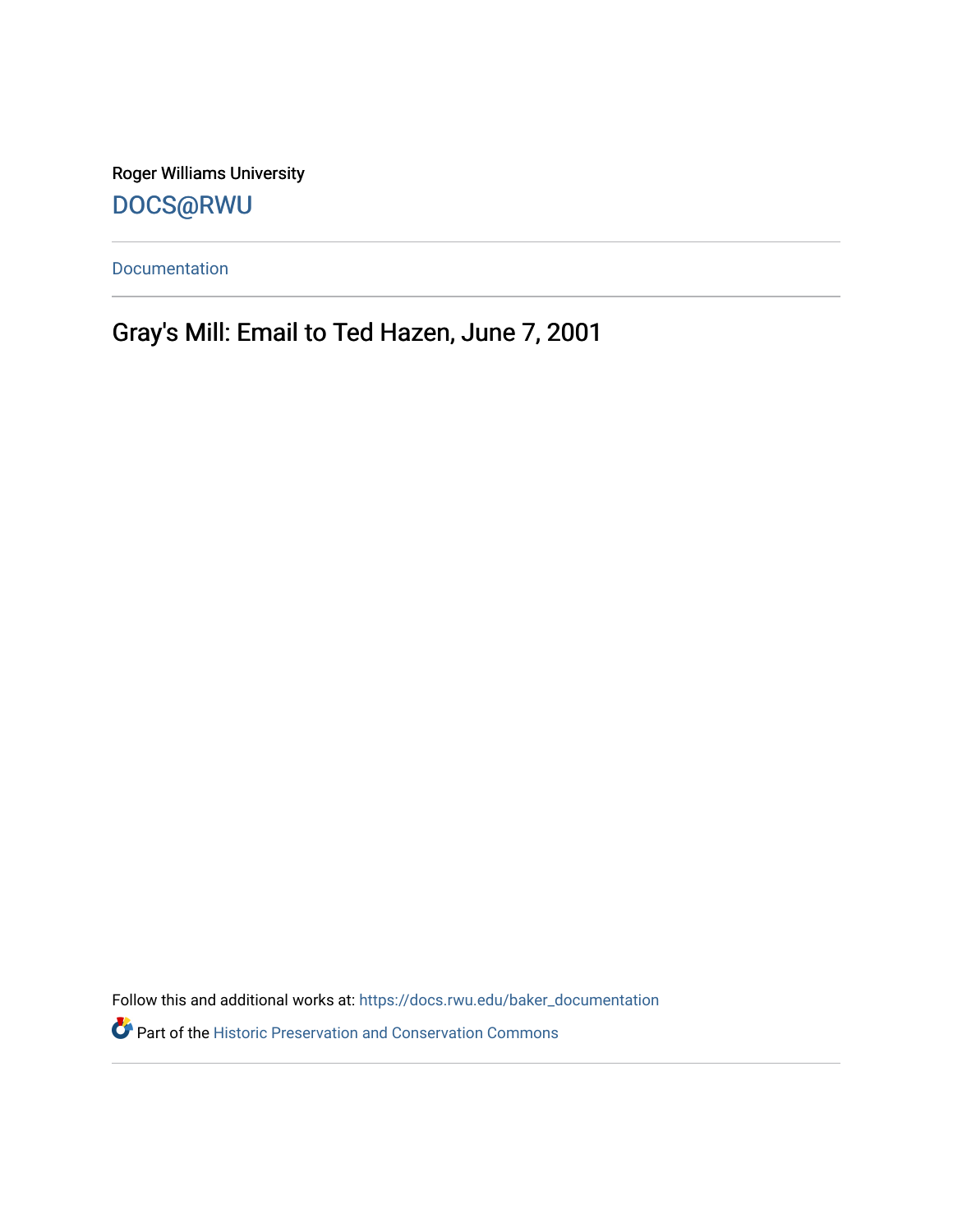Roger Williams University

DOCS@RWU

Documentation

# Gray's Mill: Email to Ted Hazen, June 7, 2001

Follow this and additional works at: https://docs.rwu.edu/baker_documentation

Part of the Historic Preservation and Conservation Commons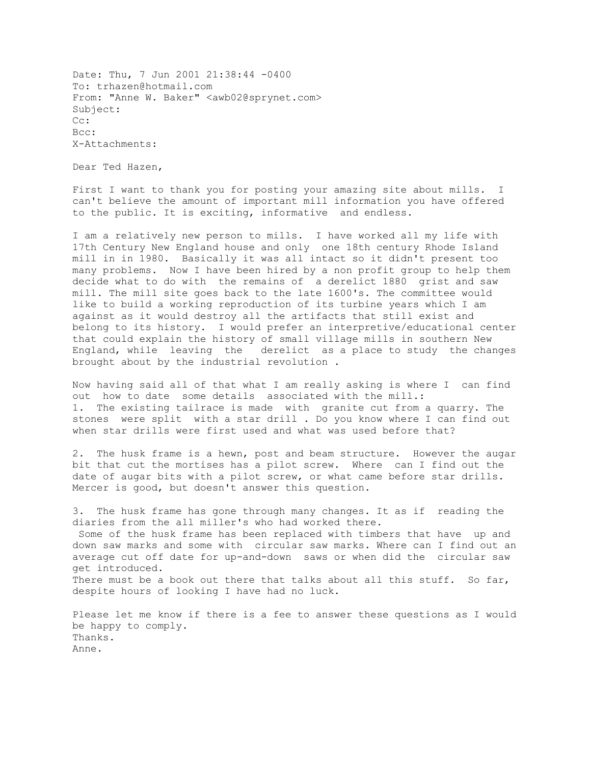Date: Thu, 7 Jun 2001 21:38:44 -0400
To: trhazen@hotmail.com
From: "Anne W. Baker" <awb02@sprynet.com>
Subject:
Cc:
Bcc:
X-Attachments:

Dear Ted Hazen,

First I want to thank you for posting your amazing site about mills. I can't believe the amount of important mill information you have offered to the public. It is exciting, informative and endless.

I am a relatively new person to mills. I have worked all my life with 17th Century New England house and only one 18th century Rhode Island mill in in 1980. Basically it was all intact so it didn't present too many problems. Now I have been hired by a non profit group to help them decide what to do with the remains of a derelict 1880 grist and saw mill. The mill site goes back to the late 1600's. The committee would like to build a working reproduction of its turbine years which I am against as it would destroy all the artifacts that still exist and belong to its history. I would prefer an interpretive/educational center that could explain the history of small village mills in southern New England, while leaving the derelict as a place to study the changes brought about by the industrial revolution .

Now having said all of that what I am really asking is where I can find out how to date some details associated with the mill.:

1. The existing tailrace is made with granite cut from a quarry. The stones were split with a star drill . Do you know where I can find out when star drills were first used and what was used before that?

2. The husk frame is a hewn, post and beam structure. However the augar bit that cut the mortises has a pilot screw. Where can I find out the date of augar bits with a pilot screw, or what came before star drills. Mercer is good, but doesn't answer this question.

3. The husk frame has gone through many changes. It as if reading the diaries from the all miller's who had worked there.
Some of the husk frame has been replaced with timbers that have up and down saw marks and some with circular saw marks. Where can I find out an average cut off date for up-and-down saws or when did the circular saw get introduced.

There must be a book out there that talks about all this stuff. So far, despite hours of looking I have had no luck.

Please let me know if there is a fee to answer these questions as I would be happy to comply.
Thanks.
Anne.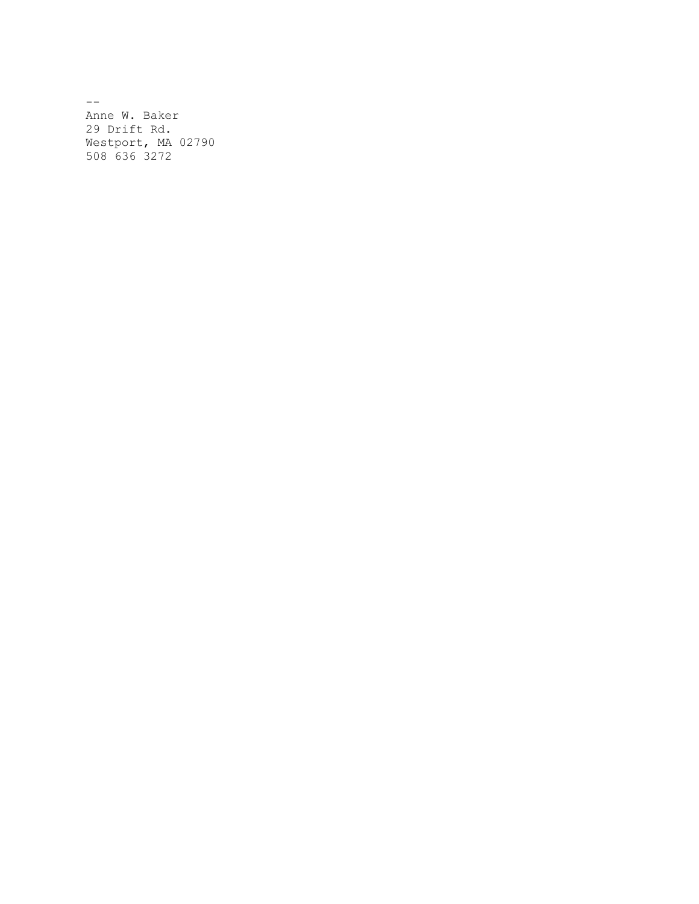--
Anne W. Baker
29 Drift Rd.
Westport, MA 02790
508 636 3272